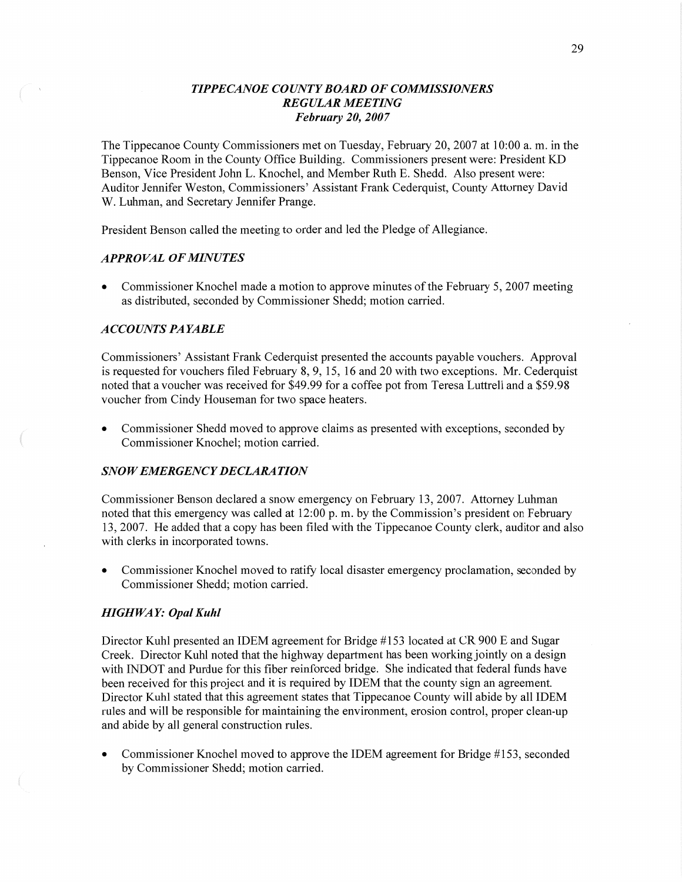# *TIPPECANOE COUNTY BOARD OF COMMISSIONERS*
## *REGULAR MEETING*
### *February 20, 2007*

The Tippecanoe County Commissioners met on Tuesday, February 20, 2007 at 10:00 a. m. in the Tippecanoe Room in the County Office Building. Commissioners present were: President KD Benson, Vice President John L. Knochel, and Member Ruth E. Shedd. Also present were: Auditor Jennifer Weston, Commissioners' Assistant Frank Cederquist, County Attorney David W. Luhman, and Secretary Jennifer Prange.

President Benson called the meeting to order and led the Pledge of Allegiance.

### *APPROVAL OF MINUTES*

- Commissioner Knochel made a motion to approve minutes of the February 5, 2007 meeting as distributed, seconded by Commissioner Shedd; motion carried.

### *ACCOUNTS PAYABLE*

Commissioners' Assistant Frank Cederquist presented the accounts payable vouchers. Approval is requested for vouchers filed February 8, 9, 15, 16 and 20 with two exceptions. Mr. Cederquist noted that a voucher was received for $49.99 for a coffee pot from Teresa Luttrell and a $59.98 voucher from Cindy Houseman for two space heaters.

- Commissioner Shedd moved to approve claims as presented with exceptions, seconded by Commissioner Knochel; motion carried.

### *SNOW EMERGENCY DECLARATION*

Commissioner Benson declared a snow emergency on February 13, 2007. Attorney Luhman noted that this emergency was called at 12:00 p. m. by the Commission's president on February 13, 2007. He added that a copy has been filed with the Tippecanoe County clerk, auditor and also with clerks in incorporated towns.

- Commissioner Knochel moved to ratify local disaster emergency proclamation, seconded by Commissioner Shedd; motion carried.

### *HIGHWAY: Opal Kuhl*

Director Kuhl presented an IDEM agreement for Bridge #153 located at CR 900 E and Sugar Creek. Director Kuhl noted that the highway department has been working jointly on a design with INDOT and Purdue for this fiber reinforced bridge. She indicated that federal funds have been received for this project and it is required by IDEM that the county sign an agreement. Director Kuhl stated that this agreement states that Tippecanoe County will abide by all IDEM rules and will be responsible for maintaining the environment, erosion control, proper clean-up and abide by all general construction rules.

- Commissioner Knochel moved to approve the IDEM agreement for Bridge #153, seconded by Commissioner Shedd; motion carried.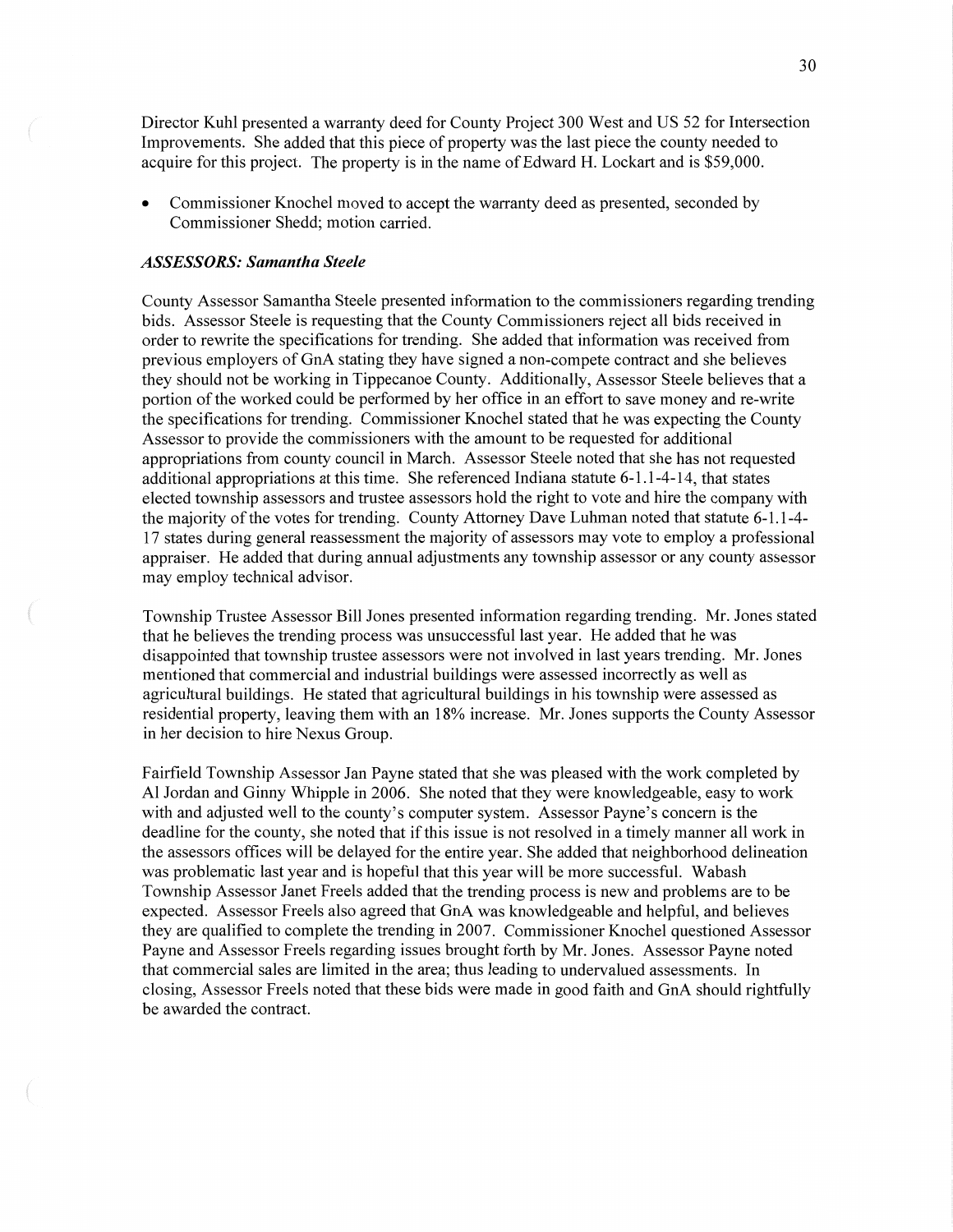Director Kuhl presented a warranty deed for County Project 300 West and US 52 for Intersection Improvements. She added that this piece of property was the last piece the county needed to acquire for this project. The property is in the name of Edward H. Lockart and is $59,000.

- Commissioner Knochel moved to accept the warranty deed as presented, seconded by Commissioner Shedd; motion carried.

### *ASSESSORS: Samantha Steele*

County Assessor Samantha Steele presented information to the commissioners regarding trending bids. Assessor Steele is requesting that the County Commissioners reject all bids received in order to rewrite the specifications for trending. She added that information was received from previous employers of GnA stating they have signed a non-compete contract and she believes they should not be working in Tippecanoe County. Additionally, Assessor Steele believes that a portion of the worked could be performed by her office in an effort to save money and re-write the specifications for trending. Commissioner Knochel stated that he was expecting the County Assessor to provide the commissioners with the amount to be requested for additional appropriations from county council in March. Assessor Steele noted that she has not requested additional appropriations at this time. She referenced Indiana statute 6-1.1-4-14, that states elected township assessors and trustee assessors hold the right to vote and hire the company with the majority of the votes for trending. County Attorney Dave Luhman noted that statute 6-1.1-4-17 states during general reassessment the majority of assessors may vote to employ a professional appraiser. He added that during annual adjustments any township assessor or any county assessor may employ technical advisor.

Township Trustee Assessor Bill Jones presented information regarding trending. Mr. Jones stated that he believes the trending process was unsuccessful last year. He added that he was disappointed that township trustee assessors were not involved in last years trending. Mr. Jones mentioned that commercial and industrial buildings were assessed incorrectly as well as agricultural buildings. He stated that agricultural buildings in his township were assessed as residential property, leaving them with an 18% increase. Mr. Jones supports the County Assessor in her decision to hire Nexus Group.

Fairfield Township Assessor Jan Payne stated that she was pleased with the work completed by Al Jordan and Ginny Whipple in 2006. She noted that they were knowledgeable, easy to work with and adjusted well to the county's computer system. Assessor Payne's concern is the deadline for the county, she noted that if this issue is not resolved in a timely manner all work in the assessors offices will be delayed for the entire year. She added that neighborhood delineation was problematic last year and is hopeful that this year will be more successful. Wabash Township Assessor Janet Freels added that the trending process is new and problems are to be expected. Assessor Freels also agreed that GnA was knowledgeable and helpful, and believes they are qualified to complete the trending in 2007. Commissioner Knochel questioned Assessor Payne and Assessor Freels regarding issues brought forth by Mr. Jones. Assessor Payne noted that commercial sales are limited in the area; thus leading to undervalued assessments. In closing, Assessor Freels noted that these bids were made in good faith and GnA should rightfully be awarded the contract.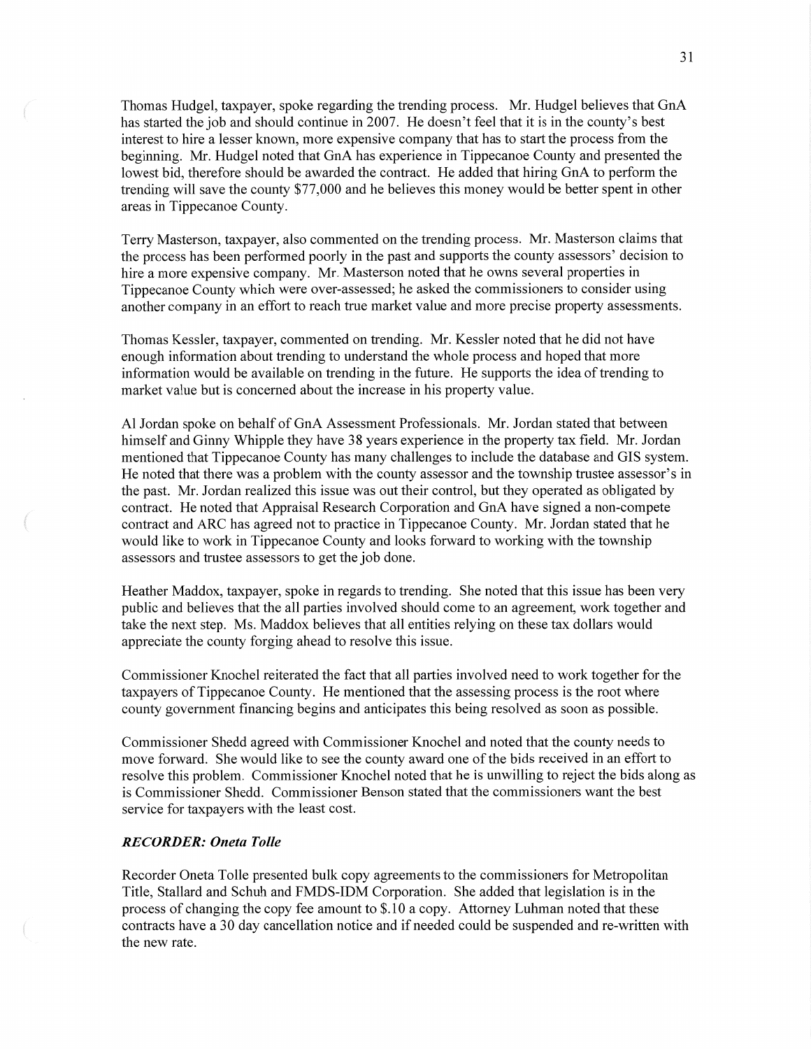Thomas Hudgel, taxpayer, spoke regarding the trending process. Mr. Hudgel believes that GnA has started the job and should continue in 2007. He doesn't feel that it is in the county's best interest to hire a lesser known, more expensive company that has to start the process from the beginning. Mr. Hudgel noted that GnA has experience in Tippecanoe County and presented the lowest bid, therefore should be awarded the contract. He added that hiring GnA to perform the trending will save the county $77,000 and he believes this money would be better spent in other areas in Tippecanoe County.

Terry Masterson, taxpayer, also commented on the trending process. Mr. Masterson claims that the process has been performed poorly in the past and supports the county assessors' decision to hire a more expensive company. Mr. Masterson noted that he owns several properties in Tippecanoe County which were over-assessed; he asked the commissioners to consider using another company in an effort to reach true market value and more precise property assessments.

Thomas Kessler, taxpayer, commented on trending. Mr. Kessler noted that he did not have enough information about trending to understand the whole process and hoped that more information would be available on trending in the future. He supports the idea of trending to market value but is concerned about the increase in his property value.

Al Jordan spoke on behalf of GnA Assessment Professionals. Mr. Jordan stated that between himself and Ginny Whipple they have 38 years experience in the property tax field. Mr. Jordan mentioned that Tippecanoe County has many challenges to include the database and GIS system. He noted that there was a problem with the county assessor and the township trustee assessor's in the past. Mr. Jordan realized this issue was out their control, but they operated as obligated by contract. He noted that Appraisal Research Corporation and GnA have signed a non-compete contract and ARC has agreed not to practice in Tippecanoe County. Mr. Jordan stated that he would like to work in Tippecanoe County and looks forward to working with the township assessors and trustee assessors to get the job done.

Heather Maddox, taxpayer, spoke in regards to trending. She noted that this issue has been very public and believes that the all parties involved should come to an agreement, work together and take the next step. Ms. Maddox believes that all entities relying on these tax dollars would appreciate the county forging ahead to resolve this issue.

Commissioner Knochel reiterated the fact that all parties involved need to work together for the taxpayers of Tippecanoe County. He mentioned that the assessing process is the root where county government financing begins and anticipates this being resolved as soon as possible.

Commissioner Shedd agreed with Commissioner Knochel and noted that the county needs to move forward. She would like to see the county award one of the bids received in an effort to resolve this problem. Commissioner Knochel noted that he is unwilling to reject the bids along as is Commissioner Shedd. Commissioner Benson stated that the commissioners want the best service for taxpayers with the least cost.

***RECORDER: Oneta Tolle***

Recorder Oneta Tolle presented bulk copy agreements to the commissioners for Metropolitan Title, Stallard and Schuh and FMDS-IDM Corporation. She added that legislation is in the process of changing the copy fee amount to $.10 a copy. Attorney Luhman noted that these contracts have a 30 day cancellation notice and if needed could be suspended and re-written with the new rate.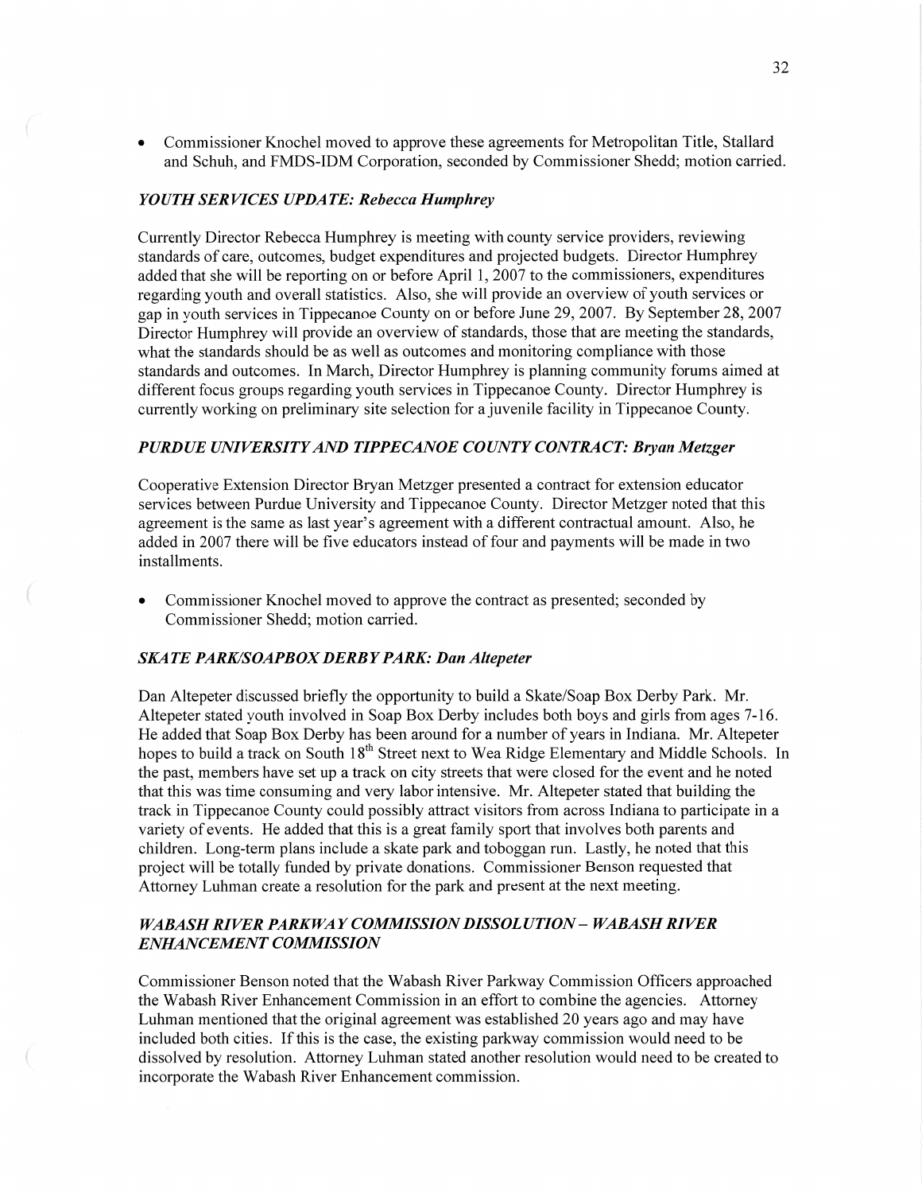- Commissioner Knochel moved to approve these agreements for Metropolitan Title, Stallard and Schuh, and FMDS-IDM Corporation, seconded by Commissioner Shedd; motion carried.

### *YOUTH SERVICES UPDATE: Rebecca Humphrey*

Currently Director Rebecca Humphrey is meeting with county service providers, reviewing standards of care, outcomes, budget expenditures and projected budgets. Director Humphrey added that she will be reporting on or before April 1, 2007 to the commissioners, expenditures regarding youth and overall statistics. Also, she will provide an overview of youth services or gap in youth services in Tippecanoe County on or before June 29, 2007. By September 28, 2007 Director Humphrey will provide an overview of standards, those that are meeting the standards, what the standards should be as well as outcomes and monitoring compliance with those standards and outcomes. In March, Director Humphrey is planning community forums aimed at different focus groups regarding youth services in Tippecanoe County. Director Humphrey is currently working on preliminary site selection for a juvenile facility in Tippecanoe County.

### *PURDUE UNIVERSITY AND TIPPECANOE COUNTY CONTRACT: Bryan Metzger*

Cooperative Extension Director Bryan Metzger presented a contract for extension educator services between Purdue University and Tippecanoe County. Director Metzger noted that this agreement is the same as last year's agreement with a different contractual amount. Also, he added in 2007 there will be five educators instead of four and payments will be made in two installments.

- Commissioner Knochel moved to approve the contract as presented; seconded by Commissioner Shedd; motion carried.

### *SKATE PARK/SOAPBOX DERBY PARK: Dan Altepeter*

Dan Altepeter discussed briefly the opportunity to build a Skate/Soap Box Derby Park. Mr. Altepeter stated youth involved in Soap Box Derby includes both boys and girls from ages 7-16. He added that Soap Box Derby has been around for a number of years in Indiana. Mr. Altepeter hopes to build a track on South 18th Street next to Wea Ridge Elementary and Middle Schools. In the past, members have set up a track on city streets that were closed for the event and he noted that this was time consuming and very labor intensive. Mr. Altepeter stated that building the track in Tippecanoe County could possibly attract visitors from across Indiana to participate in a variety of events. He added that this is a great family sport that involves both parents and children. Long-term plans include a skate park and toboggan run. Lastly, he noted that this project will be totally funded by private donations. Commissioner Benson requested that Attorney Luhman create a resolution for the park and present at the next meeting.

### *WABASH RIVER PARKWAY COMMISSION DISSOLUTION – WABASH RIVER ENHANCEMENT COMMISSION*

Commissioner Benson noted that the Wabash River Parkway Commission Officers approached the Wabash River Enhancement Commission in an effort to combine the agencies. Attorney Luhman mentioned that the original agreement was established 20 years ago and may have included both cities. If this is the case, the existing parkway commission would need to be dissolved by resolution. Attorney Luhman stated another resolution would need to be created to incorporate the Wabash River Enhancement commission.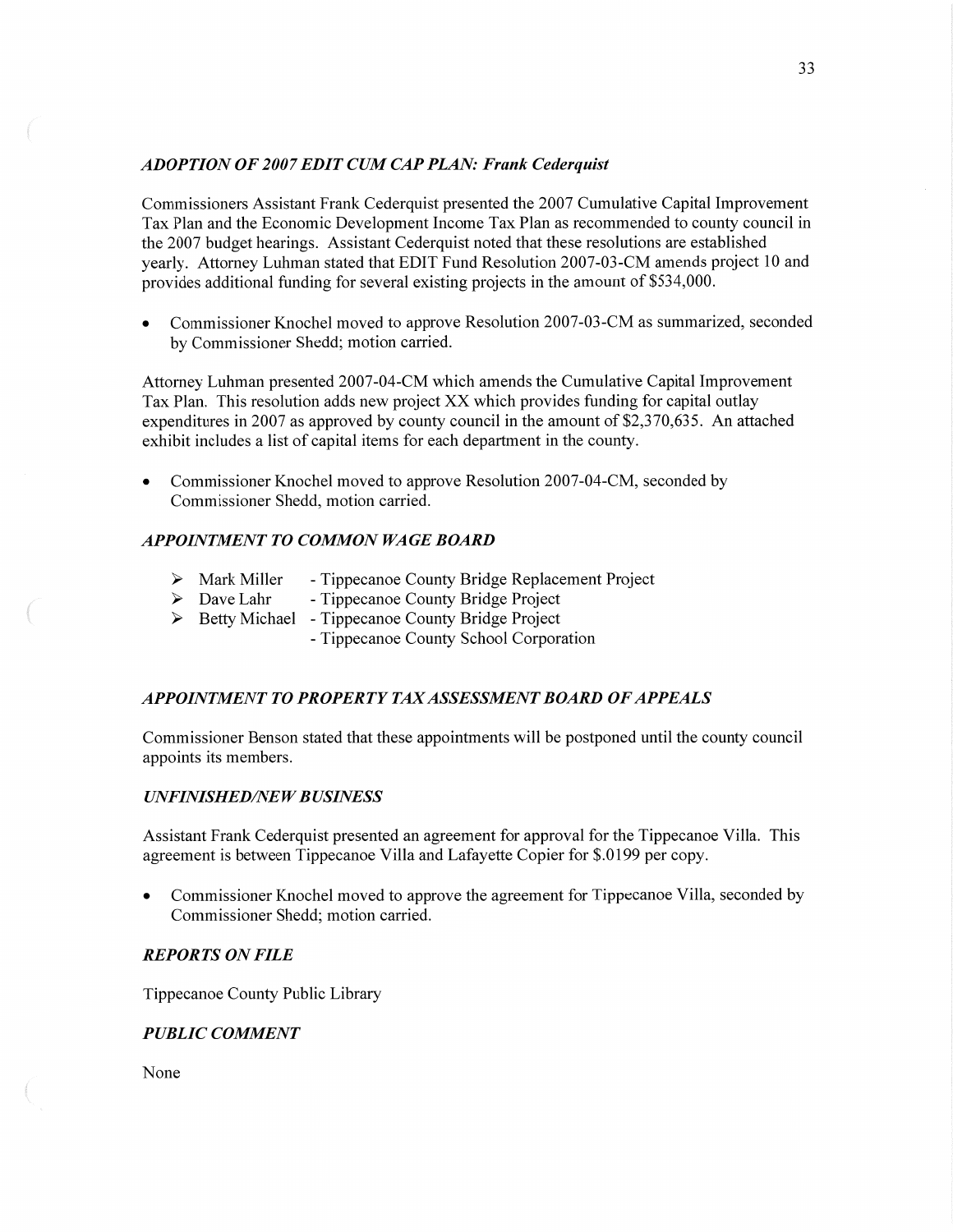### *ADOPTION OF 2007 EDIT CUM CAP PLAN: Frank Cederquist*

Commissioners Assistant Frank Cederquist presented the 2007 Cumulative Capital Improvement Tax Plan and the Economic Development Income Tax Plan as recommended to county council in the 2007 budget hearings. Assistant Cederquist noted that these resolutions are established yearly. Attorney Luhman stated that EDIT Fund Resolution 2007-03-CM amends project 10 and provides additional funding for several existing projects in the amount of $534,000.

- Commissioner Knochel moved to approve Resolution 2007-03-CM as summarized, seconded by Commissioner Shedd; motion carried.

Attorney Luhman presented 2007-04-CM which amends the Cumulative Capital Improvement Tax Plan. This resolution adds new project XX which provides funding for capital outlay expenditures in 2007 as approved by county council in the amount of $2,370,635. An attached exhibit includes a list of capital items for each department in the county.

- Commissioner Knochel moved to approve Resolution 2007-04-CM, seconded by Commissioner Shedd, motion carried.

### *APPOINTMENT TO COMMON WAGE BOARD*

- Mark Miller - Tippecanoe County Bridge Replacement Project
- Dave Lahr - Tippecanoe County Bridge Project
- Betty Michael - Tippecanoe County Bridge Project
  - Tippecanoe County School Corporation

### *APPOINTMENT TO PROPERTY TAX ASSESSMENT BOARD OF APPEALS*

Commissioner Benson stated that these appointments will be postponed until the county council appoints its members.

### *UNFINISHED/NEW BUSINESS*

Assistant Frank Cederquist presented an agreement for approval for the Tippecanoe Villa. This agreement is between Tippecanoe Villa and Lafayette Copier for $.0199 per copy.

- Commissioner Knochel moved to approve the agreement for Tippecanoe Villa, seconded by Commissioner Shedd; motion carried.

### *REPORTS ON FILE*

Tippecanoe County Public Library

### *PUBLIC COMMENT*

None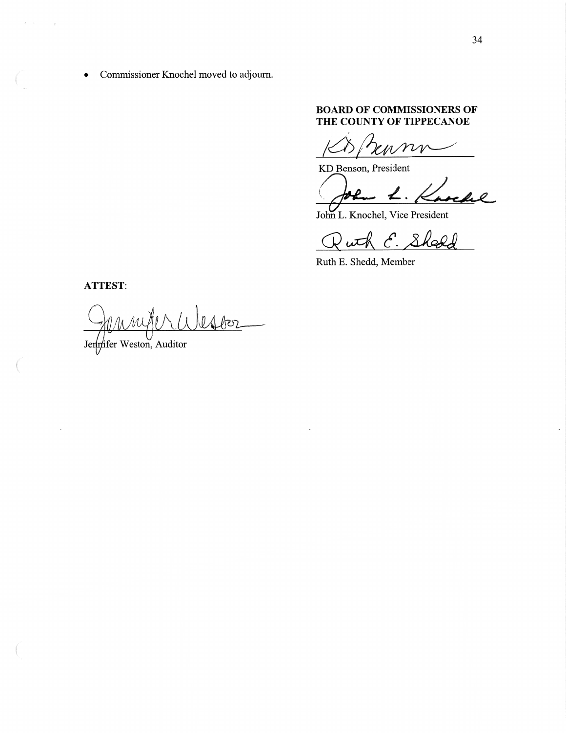- Commissioner Knochel moved to adjourn.

**BOARD OF COMMISSIONERS OF THE COUNTY OF TIPPECANOE**

KD Benson, President

John L. Knochel, Vice President

Ruth E. Shedd, Member

**ATTEST**:

Jennifer Weston, Auditor